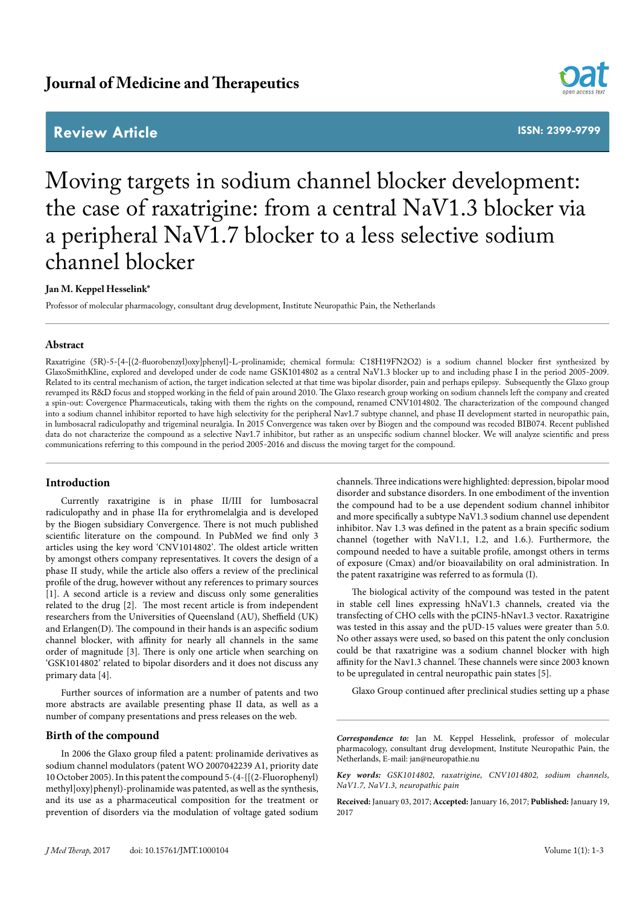Journal of Medicine and Therapeutics

Review Article

ISSN: 2399-9799

# Moving targets in sodium channel blocker development: the case of raxatrigine: from a central NaV1.3 blocker via a peripheral NaV1.7 blocker to a less selective sodium channel blocker

**Jan M. Keppel Hesselink***

Professor of molecular pharmacology, consultant drug development, Institute Neuropathic Pain, the Netherlands

## Abstract

Raxatrigine (5R)-5-{4-[(2-fluorobenzyl)oxy]phenyl}-L-prolinamide; chemical formula: $C_{18}H_{19}FN_2O_2$) is a sodium channel blocker first synthesized by GlaxoSmithKline, explored and developed under de code name GSK1014802 as a central NaV1.3 blocker up to and including phase I in the period 2005-2009. Related to its central mechanism of action, the target indication selected at that time was bipolar disorder, pain and perhaps epilepsy. Subsequently the Glaxo group revamped its R&D focus and stopped working in the field of pain around 2010. The Glaxo research group working on sodium channels left the company and created a spin-out: Covergence Pharmaceuticals, taking with them the rights on the compound, renamed CNV1014802. The characterization of the compound changed into a sodium channel inhibitor reported to have high selectivity for the peripheral Nav1.7 subtype channel, and phase II development started in neuropathic pain, in lumbosacral radiculopathy and trigeminal neuralgia. In 2015 Convergence was taken over by Biogen and the compound was recoded BIB074. Recent published data do not characterize the compound as a selective Nav1.7 inhibitor, but rather as an unspecific sodium channel blocker. We will analyze scientific and press communications referring to this compound in the period 2005-2016 and discuss the moving target for the compound.

## Introduction

Currently raxatrigine is in phase II/III for lumbosacral radiculopathy and in phase IIa for erythromelalgia and is developed by the Biogen subsidiary Convergence. There is not much published scientific literature on the compound. In PubMed we find only 3 articles using the key word 'CNV1014802'. The oldest article written by amongst others company representatives. It covers the design of a phase II study, while the article also offers a review of the preclinical profile of the drug, however without any references to primary sources [1]. A second article is a review and discuss only some generalities related to the drug [2]. The most recent article is from independent researchers from the Universities of Queensland (AU), Sheffield (UK) and Erlangen(D). The compound in their hands is an aspecific sodium channel blocker, with affinity for nearly all channels in the same order of magnitude [3]. There is only one article when searching on 'GSK1014802' related to bipolar disorders and it does not discuss any primary data [4].

Further sources of information are a number of patents and two more abstracts are available presenting phase II data, as well as a number of company presentations and press releases on the web.

## Birth of the compound

In 2006 the Glaxo group filed a patent: prolinamide derivatives as sodium channel modulators (patent WO 2007042239 A1, priority date 10 October 2005). In this patent the compound 5-(4-{[(2-Fluorophenyl)methyl]oxy}phenyl)-prolinamide was patented, as well the synthesis, and its use as a pharmaceutical composition for the treatment or prevention of disorders via the modulation of voltage gated sodium channels. Three indications were highlighted: depression, bipolar mood disorder and substance disorders. In one embodiment of the invention the compound had to be a use dependent sodium channel inhibitor and more specifically a subtype NaV1.3 sodium channel use dependent inhibitor. Nav 1.3 was defined in the patent as a brain specific sodium channel (together with NaV1.1, 1.2, and 1.6.). Furthermore, the compound needed to have a suitable profile, amongst others in terms of exposure (Cmax) and/or bioavailability on oral administration. In the patent raxatrigine was referred to as formula (I).

The biological activity of the compound was tested in the patent in stable cell lines expressing hNaV1.3 channels, created via the transfecting of CHO cells with the pCIN5-hNav1.3 vector. Raxatrigine was tested in this assay and the pUD-15 values were greater than 5.0. No other assays were used, so based on this patent the only conclusion could be that raxatrigine was a sodium channel blocker with high affinity for the Nav1.3 channel. These channels were since 2003 known to be upregulated in central neuropathic pain states [5].

Glaxo Group continued after preclinical studies setting up a phase

---

***Correspondence to:*** Jan M. Keppel Hesselink, professor of molecular pharmacology, consultant drug development, Institute Neuropathic Pain, the Netherlands, E-mail: jan@neuropathie.nu

***Key words:*** *GSK1014802, raxatrigine, CNV1014802, sodium channels, NaV1.7, NaV1.3, neuropathic pain*

**Received:** January 03, 2017; **Accepted:** January 16, 2017; **Published:** January 19, 2017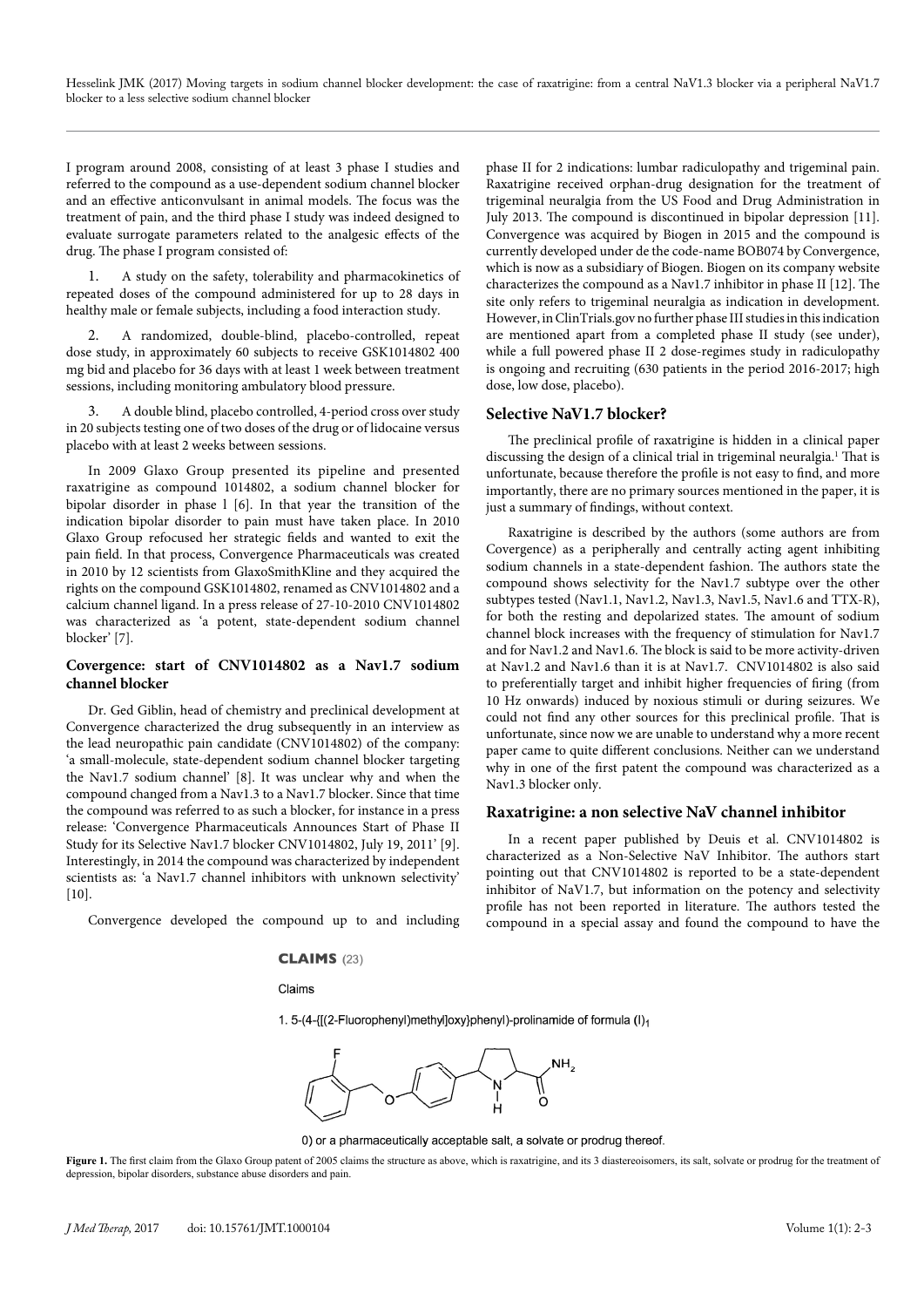I program around 2008, consisting of at least 3 phase I studies and referred to the compound as a use-dependent sodium channel blocker and an effective anticonvulsant in animal models. The focus was the treatment of pain, and the third phase I study was indeed designed to evaluate surrogate parameters related to the analgesic effects of the drug. The phase I program consisted of:

1. A study on the safety, tolerability and pharmacokinetics of repeated doses of the compound administered for up to 28 days in healthy male or female subjects, including a food interaction study.

2. A randomized, double-blind, placebo-controlled, repeat dose study, in approximately 60 subjects to receive GSK1014802 400 mg bid and placebo for 36 days with at least 1 week between treatment sessions, including monitoring ambulatory blood pressure.

3. A double blind, placebo controlled, 4-period cross over study in 20 subjects testing one of two doses of the drug or of lidocaine versus placebo with at least 2 weeks between sessions.

In 2009 Glaxo Group presented its pipeline and presented raxatrigine as compound 1014802, a sodium channel blocker for bipolar disorder in phase l [6]. In that year the transition of the indication bipolar disorder to pain must have taken place. In 2010 Glaxo Group refocused her strategic fields and wanted to exit the pain field. In that process, Convergence Pharmaceuticals was created in 2010 by 12 scientists from GlaxoSmithKline and they acquired the rights on the compound GSK1014802, renamed as CNV1014802 and a calcium channel ligand. In a press release of 27-10-2010 CNV1014802 was characterized as 'a potent, state-dependent sodium channel blocker' [7].

### Covergence: start of CNV1014802 as a Nav1.7 sodium channel blocker

Dr. Ged Giblin, head of chemistry and preclinical development at Convergence characterized the drug subsequently in an interview as the lead neuropathic pain candidate (CNV1014802) of the company: 'a small-molecule, state-dependent sodium channel blocker targeting the Nav1.7 sodium channel' [8]. It was unclear why and when the compound changed from a Nav1.3 to a Nav1.7 blocker. Since that time the compound was referred to as such a blocker, for instance in a press release: 'Convergence Pharmaceuticals Announces Start of Phase II Study for its Selective Nav1.7 blocker CNV1014802, July 19, 2011' [9]. Interestingly, in 2014 the compound was characterized by independent scientists as: 'a Nav1.7 channel inhibitors with unknown selectivity' [10].

Convergence developed the compound up to and including phase II for 2 indications: lumbar radiculopathy and trigeminal pain. Raxatrigine received orphan-drug designation for the treatment of trigeminal neuralgia from the US Food and Drug Administration in July 2013. The compound is discontinued in bipolar depression [11]. Convergence was acquired by Biogen in 2015 and the compound is currently developed under de the code-name BOB074 by Convergence, which is now as a subsidiary of Biogen. Biogen on its company website characterizes the compound as a Nav1.7 inhibitor in phase II [12]. The site only refers to trigeminal neuralgia as indication in development. However, in ClinTrials.gov no further phase III studies in this indication are mentioned apart from a completed phase II study (see under), while a full powered phase II 2 dose-regimes study in radiculopathy is ongoing and recruiting (630 patients in the period 2016-2017; high dose, low dose, placebo).

### Selective NaV1.7 blocker?

The preclinical profile of raxatrigine is hidden in a clinical paper discussing the design of a clinical trial in trigeminal neuralgia.[1] That is unfortunate, because therefore the profile is not easy to find, and more importantly, there are no primary sources mentioned in the paper, it is just a summary of findings, without context.

Raxatrigine is described by the authors (some authors are from Covergence) as a peripherally and centrally acting agent inhibiting sodium channels in a state-dependent fashion. The authors state the compound shows selectivity for the Nav1.7 subtype over the other subtypes tested (Nav1.1, Nav1.2, Nav1.3, Nav1.5, Nav1.6 and TTX-R), for both the resting and depolarized states. The amount of sodium channel block increases with the frequency of stimulation for Nav1.7 and for Nav1.2 and Nav1.6. The block is said to be more activity-driven at Nav1.2 and Nav1.6 than it is at Nav1.7. CNV1014802 is also said to preferentially target and inhibit higher frequencies of firing (from 10 Hz onwards) induced by noxious stimuli or during seizures. We could not find any other sources for this preclinical profile. That is unfortunate, since now we are unable to understand why a more recent paper came to quite different conclusions. Neither can we understand why in one of the first patent the compound was characterized as a Nav1.3 blocker only.

### Raxatrigine: a non selective NaV channel inhibitor

In a recent paper published by Deuis et al. CNV1014802 is characterized as a Non-Selective NaV Inhibitor. The authors start pointing out that CNV1014802 is reported to be a state-dependent inhibitor of NaV1.7, but information on the potency and selectivity profile has not been reported in literature. The authors tested the compound in a special assay and found the compound to have the

**CLAIMS** (23)

Claims

1. 5-(4-{[(2-Fluorophenyl)methyl]oxy}phenyl)-prolinamide of formula (I)$_1$

0) or a pharmaceutically acceptable salt, a solvate or prodrug thereof.

**Figure 1.** The first claim from the Glaxo Group patent of 2005 claims the structure as above, which is raxatrigine, and its 3 diastereoisomers, its salt, solvate or prodrug for the treatment of depression, bipolar disorders, substance abuse disorders and pain.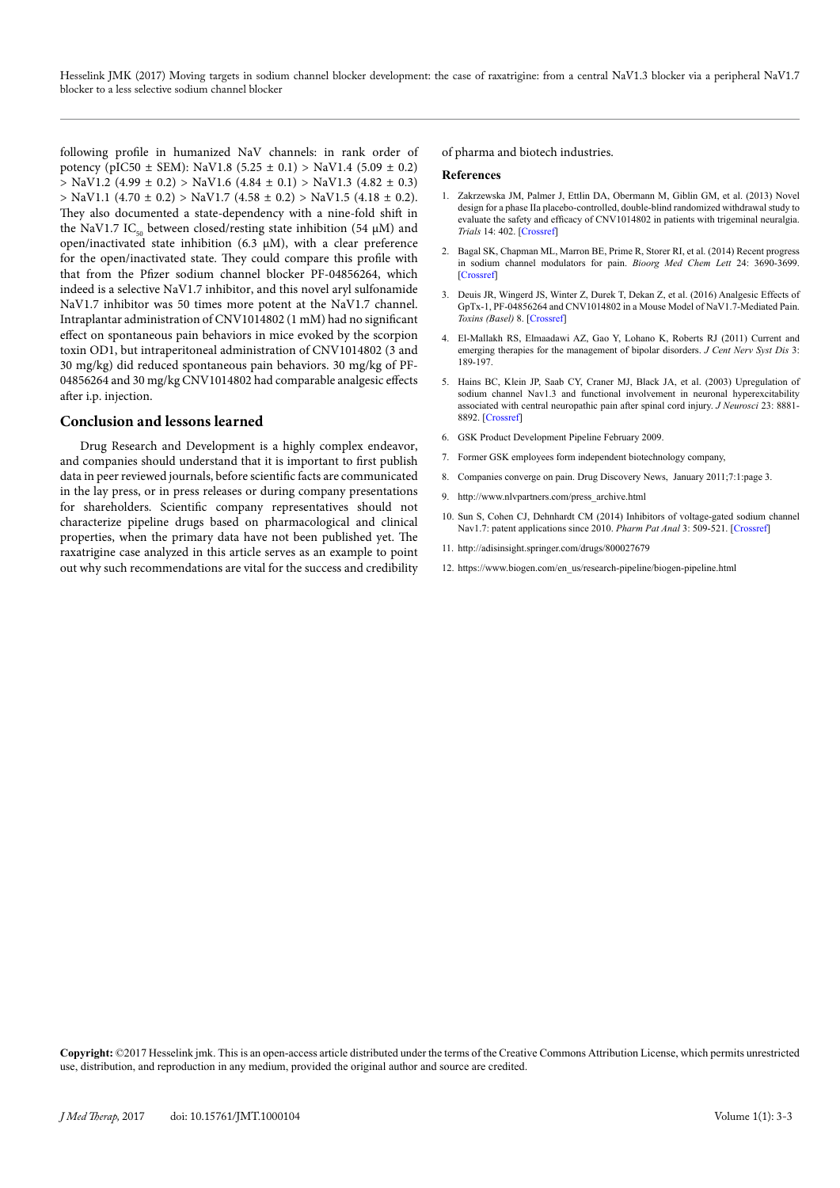following profile in humanized NaV channels: in rank order of potency (pIC50 ± SEM): NaV1.8 (5.25 ± 0.1) > NaV1.4 (5.09 ± 0.2) > NaV1.2 (4.99 ± 0.2) > NaV1.6 (4.84 ± 0.1) > NaV1.3 (4.82 ± 0.3) > NaV1.1 (4.70 ± 0.2) > NaV1.7 (4.58 ± 0.2) > NaV1.5 (4.18 ± 0.2). They also documented a state-dependency with a nine-fold shift in the NaV1.7 $IC_{50}$ between closed/resting state inhibition (54 μM) and open/inactivated state inhibition (6.3 μM), with a clear preference for the open/inactivated state. They could compare this profile with that from the Pfizer sodium channel blocker PF-04856264, which indeed is a selective NaV1.7 inhibitor, and this novel aryl sulfonamide NaV1.7 inhibitor was 50 times more potent at the NaV1.7 channel. Intraplantar administration of CNV1014802 (1 mM) had no significant effect on spontaneous pain behaviors in mice evoked by the scorpion toxin OD1, but intraperitoneal administration of CNV1014802 (3 and 30 mg/kg) did reduced spontaneous pain behaviors. 30 mg/kg of PF-04856264 and 30 mg/kg CNV1014802 had comparable analgesic effects after i.p. injection.

## Conclusion and lessons learned

Drug Research and Development is a highly complex endeavor, and companies should understand that it is important to first publish data in peer reviewed journals, before scientific facts are communicated in the lay press, or in press releases or during company presentations for shareholders. Scientific company representatives should not characterize pipeline drugs based on pharmacological and clinical properties, when the primary data have not been published yet. The raxatrigine case analyzed in this article serves as an example to point out why such recommendations are vital for the success and credibility of pharma and biotech industries.

## References

1. Zakrzewska JM, Palmer J, Ettlin DA, Obermann M, Giblin GM, et al. (2013) Novel design for a phase IIa placebo-controlled, double-blind randomized withdrawal study to evaluate the safety and efficacy of CNV1014802 in patients with trigeminal neuralgia. *Trials* 14: 402. [Crossref]
2. Bagal SK, Chapman ML, Marron BE, Prime R, Storer RI, et al. (2014) Recent progress in sodium channel modulators for pain. *Bioorg Med Chem Lett* 24: 3690-3699. [Crossref]
3. Deuis JR, Wingerd JS, Winter Z, Durek T, Dekan Z, et al. (2016) Analgesic Effects of GpTx-1, PF-04856264 and CNV1014802 in a Mouse Model of NaV1.7-Mediated Pain. *Toxins (Basel)* 8. [Crossref]
4. El-Mallakh RS, Elmaadawi AZ, Gao Y, Lohano K, Roberts RJ (2011) Current and emerging therapies for the management of bipolar disorders. *J Cent Nerv Syst Dis* 3: 189-197.
5. Hains BC, Klein JP, Saab CY, Craner MJ, Black JA, et al. (2003) Upregulation of sodium channel Nav1.3 and functional involvement in neuronal hyperexcitability associated with central neuropathic pain after spinal cord injury. *J Neurosci* 23: 8881-8892. [Crossref]
6. GSK Product Development Pipeline February 2009.
7. Former GSK employees form independent biotechnology company,
8. Companies converge on pain. Drug Discovery News, January 2011;7:1:page 3.
9. http://www.nlvpartners.com/press_archive.html
10. Sun S, Cohen CJ, Dehnhardt CM (2014) Inhibitors of voltage-gated sodium channel Nav1.7: patent applications since 2010. *Pharm Pat Anal* 3: 509-521. [Crossref]
11. http://adisinsight.springer.com/drugs/800027679
12. https://www.biogen.com/en_us/research-pipeline/biogen-pipeline.html

**Copyright:** ©2017 Hesselink jmk. This is an open-access article distributed under the terms of the Creative Commons Attribution License, which permits unrestricted use, distribution, and reproduction in any medium, provided the original author and source are credited.